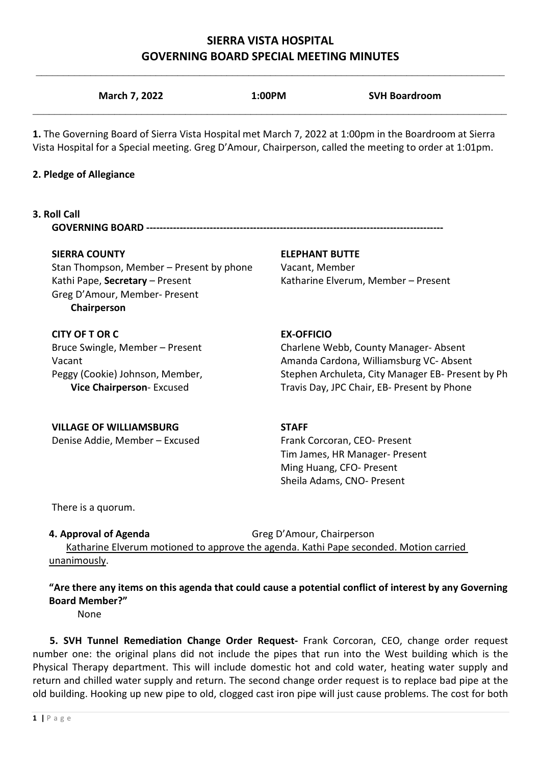# SIERRA VISTA HOSPITAL
# GOVERNING BOARD SPECIAL MEETING MINUTES

| March 7, 2022 | 1:00PM | SVH Boardroom |
|---|---|---|

**1.** The Governing Board of Sierra Vista Hospital met March 7, 2022 at 1:00pm in the Boardroom at Sierra Vista Hospital for a Special meeting. Greg D'Amour, Chairperson, called the meeting to order at 1:01pm.

**2. Pledge of Allegiance**

**3. Roll Call**

**GOVERNING BOARD ------------------------------------------------------------------------------------------**

**SIERRA COUNTY**
Stan Thompson, Member – Present by phone
Kathi Pape, **Secretary** – Present
Greg D'Amour, Member- Present
**Chairperson**

**ELEPHANT BUTTE**
Vacant, Member
Katharine Elverum, Member – Present

**CITY OF T OR C**
Bruce Swingle, Member – Present
Vacant
Peggy (Cookie) Johnson, Member,
**Vice Chairperson**- Excused

**EX-OFFICIO**
Charlene Webb, County Manager- Absent
Amanda Cardona, Williamsburg VC- Absent
Stephen Archuleta, City Manager EB- Present by Ph
Travis Day, JPC Chair, EB- Present by Phone

**VILLAGE OF WILLIAMSBURG**
Denise Addie, Member – Excused

**STAFF**
Frank Corcoran, CEO- Present
Tim James, HR Manager- Present
Ming Huang, CFO- Present
Sheila Adams, CNO- Present

There is a quorum.

**4. Approval of Agenda** Greg D'Amour, Chairperson

Katharine Elverum motioned to approve the agenda. Kathi Pape seconded. Motion carried unanimously.

**"Are there any items on this agenda that could cause a potential conflict of interest by any Governing Board Member?"**

None

**5. SVH Tunnel Remediation Change Order Request-** Frank Corcoran, CEO, change order request number one: the original plans did not include the pipes that run into the West building which is the Physical Therapy department. This will include domestic hot and cold water, heating water supply and return and chilled water supply and return. The second change order request is to replace bad pipe at the old building. Hooking up new pipe to old, clogged cast iron pipe will just cause problems. The cost for both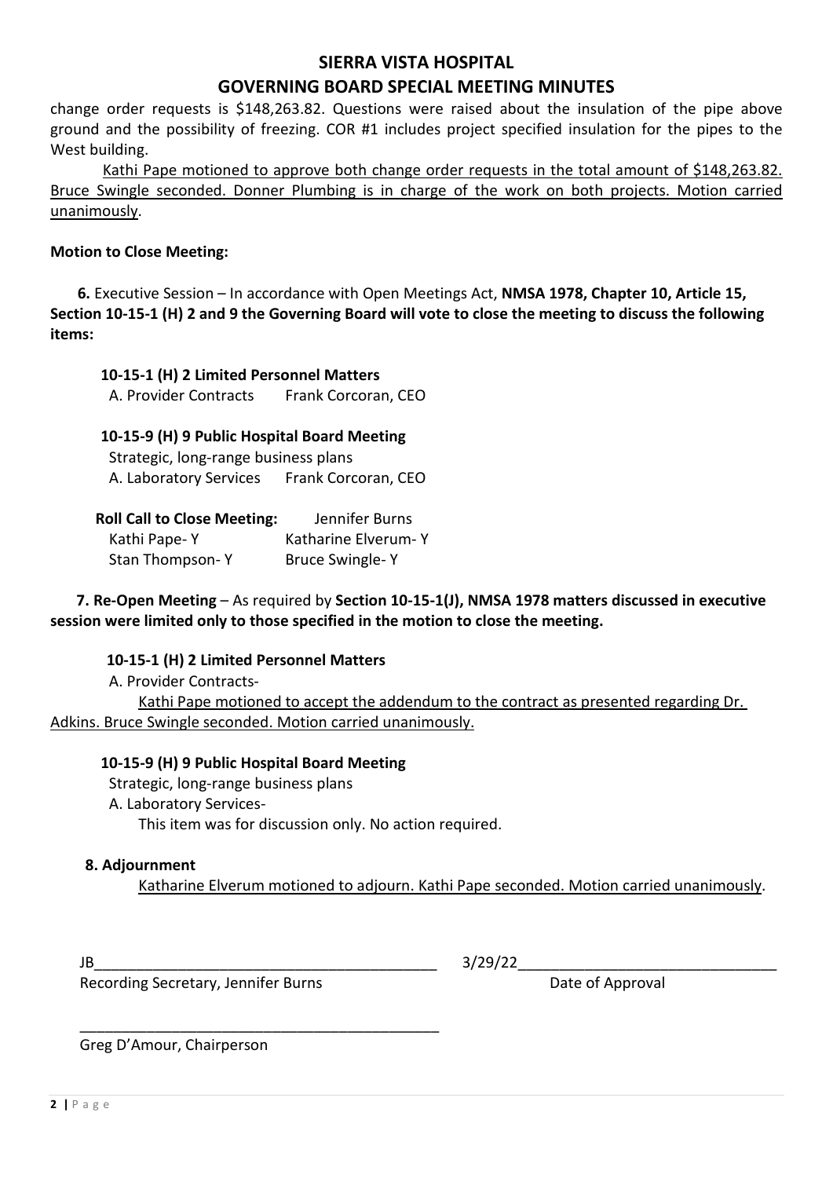# SIERRA VISTA HOSPITAL

## GOVERNING BOARD SPECIAL MEETING MINUTES

change order requests is $148,263.82. Questions were raised about the insulation of the pipe above ground and the possibility of freezing. COR #1 includes project specified insulation for the pipes to the West building.

Kathi Pape motioned to approve both change order requests in the total amount of $148,263.82. Bruce Swingle seconded. Donner Plumbing is in charge of the work on both projects. Motion carried unanimously.

**Motion to Close Meeting:**

**6.** Executive Session – In accordance with Open Meetings Act, **NMSA 1978, Chapter 10, Article 15, Section 10-15-1 (H) 2 and 9 the Governing Board will vote to close the meeting to discuss the following items:**

**10-15-1 (H) 2 Limited Personnel Matters**

A. Provider Contracts Frank Corcoran, CEO

**10-15-9 (H) 9 Public Hospital Board Meeting**

Strategic, long-range business plans

A. Laboratory Services Frank Corcoran, CEO

**Roll Call to Close Meeting:** Jennifer Burns

| | |
|---|---|
| Kathi Pape- Y | Katharine Elverum- Y |
| Stan Thompson- Y | Bruce Swingle- Y |

**7. Re-Open Meeting** – As required by **Section 10-15-1(J), NMSA 1978 matters discussed in executive session were limited only to those specified in the motion to close the meeting.**

**10-15-1 (H) 2 Limited Personnel Matters**

A. Provider Contracts-

Kathi Pape motioned to accept the addendum to the contract as presented regarding Dr. Adkins. Bruce Swingle seconded. Motion carried unanimously.

**10-15-9 (H) 9 Public Hospital Board Meeting**

Strategic, long-range business plans

A. Laboratory Services-

This item was for discussion only. No action required.

**8. Adjournment**

Katharine Elverum motioned to adjourn. Kathi Pape seconded. Motion carried unanimously.

JB\_\_\_\_\_\_\_\_\_\_\_\_\_\_\_\_\_\_\_\_\_\_\_\_\_\_\_\_\_\_\_\_\_\_\_\_\_\_\_\_ 3/29/22\_\_\_\_\_\_\_\_\_\_\_\_\_\_\_\_\_\_\_\_\_\_\_\_\_\_\_\_\_\_

Recording Secretary, Jennifer Burns Date of Approval

\_\_\_\_\_\_\_\_\_\_\_\_\_\_\_\_\_\_\_\_\_\_\_\_\_\_\_\_\_\_\_\_\_\_\_\_\_\_\_\_\_\_

Greg D'Amour, Chairperson